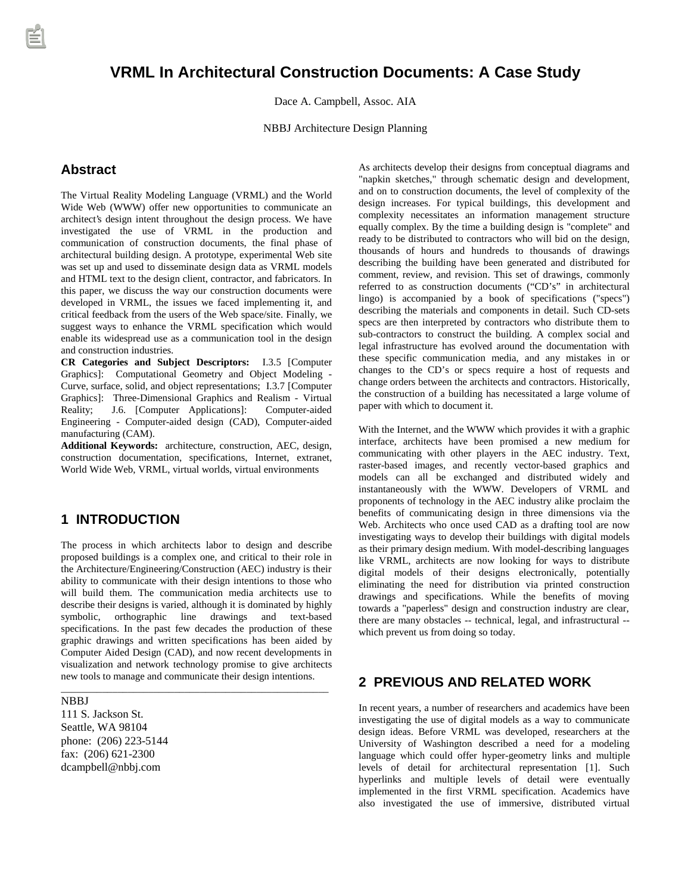# VRML In Architectural Construction Documents: A Case Study

Dace A. Campbell, Assoc. AIA

NBBJ Architecture Design Planning

## Abstract

The Virtual Reality Modeling Language (VRML) and the World Wide Web (WWW) offer new opportunities to communicate an architect's design intent throughout the design process. We have investigated the use of VRML in the production and communication of construction documents, the final phase of architectural building design. A prototype, experimental Web site was set up and used to disseminate design data as VRML models and HTML text to the design client, contractor, and fabricators. In this paper, we discuss the way our construction documents were developed in VRML, the issues we faced implementing it, and critical feedback from the users of the Web space/site. Finally, we suggest ways to enhance the VRML specification which would enable its widespread use as a communication tool in the design and construction industries.

**CR Categories and Subject Descriptors:** I.3.5 [Computer Graphics]: Computational Geometry and Object Modeling - Curve, surface, solid, and object representations; I.3.7 [Computer Graphics]: Three-Dimensional Graphics and Realism - Virtual Reality; J.6. [Computer Applications]: Computer-aided Engineering - Computer-aided design (CAD), Computer-aided manufacturing (CAM).

**Additional Keywords:** architecture, construction, AEC, design, construction documentation, specifications, Internet, extranet, World Wide Web, VRML, virtual worlds, virtual environments

## 1 INTRODUCTION

The process in which architects labor to design and describe proposed buildings is a complex one, and critical to their role in the Architecture/Engineering/Construction (AEC) industry is their ability to communicate with their design intentions to those who will build them. The communication media architects use to describe their designs is varied, although it is dominated by highly symbolic, orthographic line drawings and text-based specifications. In the past few decades the production of these graphic drawings and written specifications has been aided by Computer Aided Design (CAD), and now recent developments in visualization and network technology promise to give architects new tools to manage and communicate their design intentions.

NBBJ
111 S. Jackson St.
Seattle, WA 98104
phone: (206) 223-5144
fax: (206) 621-2300
dcampbell@nbbj.com

As architects develop their designs from conceptual diagrams and "napkin sketches," through schematic design and development, and on to construction documents, the level of complexity of the design increases. For typical buildings, this development and complexity necessitates an information management structure equally complex. By the time a building design is "complete" and ready to be distributed to contractors who will bid on the design, thousands of hours and hundreds to thousands of drawings describing the building have been generated and distributed for comment, review, and revision. This set of drawings, commonly referred to as construction documents ("CD's" in architectural lingo) is accompanied by a book of specifications ("specs") describing the materials and components in detail. Such CD-sets specs are then interpreted by contractors who distribute them to sub-contractors to construct the building. A complex social and legal infrastructure has evolved around the documentation with these specific communication media, and any mistakes in or changes to the CD's or specs require a host of requests and change orders between the architects and contractors. Historically, the construction of a building has necessitated a large volume of paper with which to document it.

With the Internet, and the WWW which provides it with a graphic interface, architects have been promised a new medium for communicating with other players in the AEC industry. Text, raster-based images, and recently vector-based graphics and models can all be exchanged and distributed widely and instantaneously with the WWW. Developers of VRML and proponents of technology in the AEC industry alike proclaim the benefits of communicating design in three dimensions via the Web. Architects who once used CAD as a drafting tool are now investigating ways to develop their buildings with digital models as their primary design medium. With model-describing languages like VRML, architects are now looking for ways to distribute digital models of their designs electronically, potentially eliminating the need for distribution via printed construction drawings and specifications. While the benefits of moving towards a "paperless" design and construction industry are clear, there are many obstacles -- technical, legal, and infrastructural -- which prevent us from doing so today.

## 2 PREVIOUS AND RELATED WORK

In recent years, a number of researchers and academics have been investigating the use of digital models as a way to communicate design ideas. Before VRML was developed, researchers at the University of Washington described a need for a modeling language which could offer hyper-geometry links and multiple levels of detail for architectural representation [1]. Such hyperlinks and multiple levels of detail were eventually implemented in the first VRML specification. Academics have also investigated the use of immersive, distributed virtual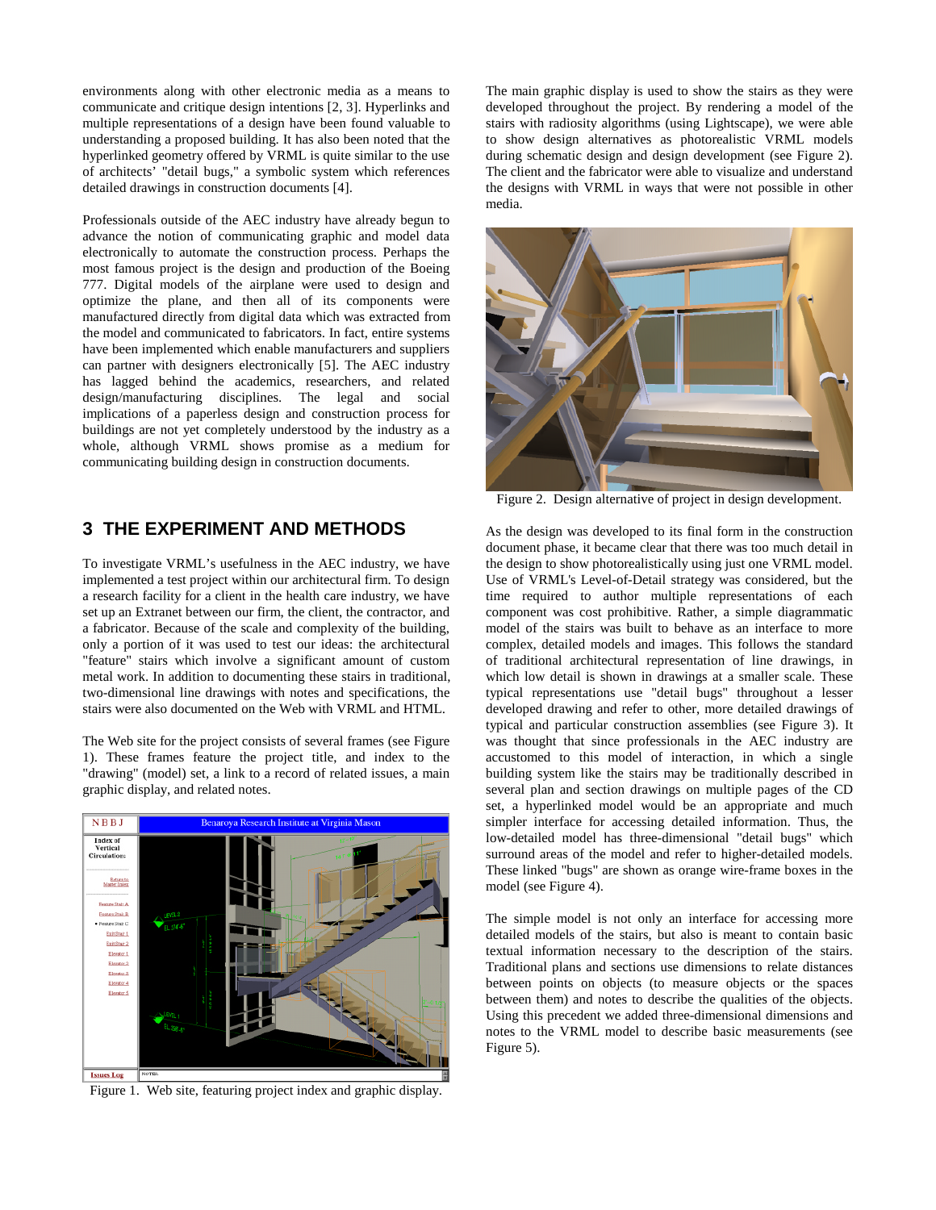environments along with other electronic media as a means to communicate and critique design intentions [2, 3]. Hyperlinks and multiple representations of a design have been found valuable to understanding a proposed building. It has also been noted that the hyperlinked geometry offered by VRML is quite similar to the use of architects' "detail bugs," a symbolic system which references detailed drawings in construction documents [4].

Professionals outside of the AEC industry have already begun to advance the notion of communicating graphic and model data electronically to automate the construction process. Perhaps the most famous project is the design and production of the Boeing 777. Digital models of the airplane were used to design and optimize the plane, and then all of its components were manufactured directly from digital data which was extracted from the model and communicated to fabricators. In fact, entire systems have been implemented which enable manufacturers and suppliers can partner with designers electronically [5]. The AEC industry has lagged behind the academics, researchers, and related design/manufacturing disciplines. The legal and social implications of a paperless design and construction process for buildings are not yet completely understood by the industry as a whole, although VRML shows promise as a medium for communicating building design in construction documents.

## 3 THE EXPERIMENT AND METHODS

To investigate VRML's usefulness in the AEC industry, we have implemented a test project within our architectural firm. To design a research facility for a client in the health care industry, we have set up an Extranet between our firm, the client, the contractor, and a fabricator. Because of the scale and complexity of the building, only a portion of it was used to test our ideas: the architectural "feature" stairs which involve a significant amount of custom metal work. In addition to documenting these stairs in traditional, two-dimensional line drawings with notes and specifications, the stairs were also documented on the Web with VRML and HTML.

The Web site for the project consists of several frames (see Figure 1). These frames feature the project title, and index to the "drawing" (model) set, a link to a record of related issues, a main graphic display, and related notes.

Figure 1. Web site, featuring project index and graphic display.

The main graphic display is used to show the stairs as they were developed throughout the project. By rendering a model of the stairs with radiosity algorithms (using Lightscape), we were able to show design alternatives as photorealistic VRML models during schematic design and design development (see Figure 2). The client and the fabricator were able to visualize and understand the designs with VRML in ways that were not possible in other media.

Figure 2. Design alternative of project in design development.

As the design was developed to its final form in the construction document phase, it became clear that there was too much detail in the design to show photorealistically using just one VRML model. Use of VRML's Level-of-Detail strategy was considered, but the time required to author multiple representations of each component was cost prohibitive. Rather, a simple diagrammatic model of the stairs was built to behave as an interface to more complex, detailed models and images. This follows the standard of traditional architectural representation of line drawings, in which low detail is shown in drawings at a smaller scale. These typical representations use "detail bugs" throughout a lesser developed drawing and refer to other, more detailed drawings of typical and particular construction assemblies (see Figure 3). It was thought that since professionals in the AEC industry are accustomed to this model of interaction, in which a single building system like the stairs may be traditionally described in several plan and section drawings on multiple pages of the CD set, a hyperlinked model would be an appropriate and much simpler interface for accessing detailed information. Thus, the low-detailed model has three-dimensional "detail bugs" which surround areas of the model and refer to higher-detailed models. These linked "bugs" are shown as orange wire-frame boxes in the model (see Figure 4).

The simple model is not only an interface for accessing more detailed models of the stairs, but also is meant to contain basic textual information necessary to the description of the stairs. Traditional plans and sections use dimensions to relate distances between points on objects (to measure objects or the spaces between them) and notes to describe the qualities of the objects. Using this precedent we added three-dimensional dimensions and notes to the VRML model to describe basic measurements (see Figure 5).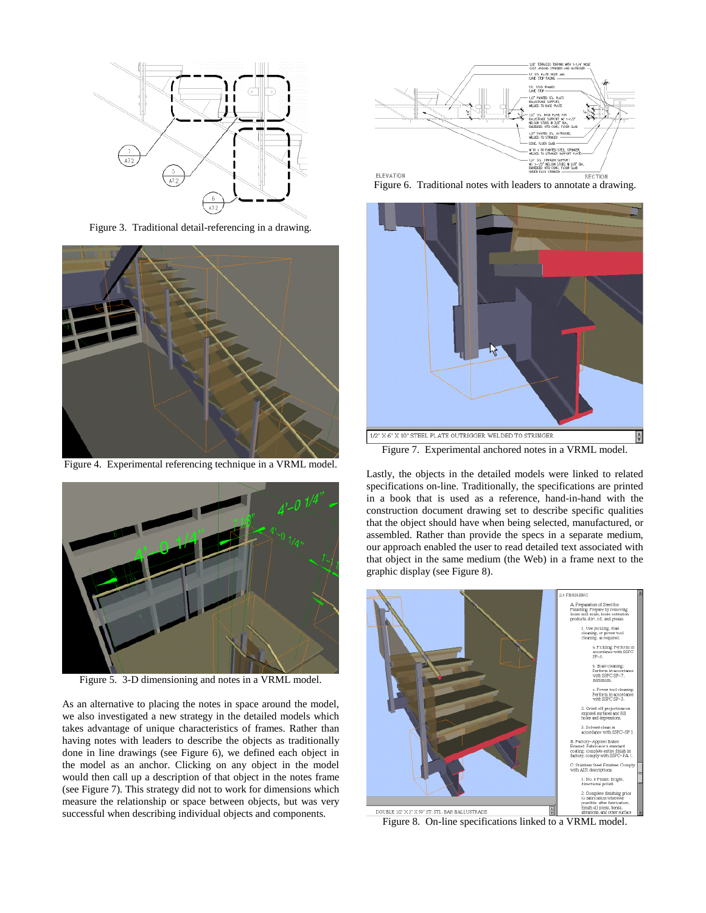Figure 3. Traditional detail-referencing in a drawing.

Figure 4. Experimental referencing technique in a VRML model.

Figure 5. 3-D dimensioning and notes in a VRML model.

As an alternative to placing the notes in space around the model, we also investigated a new strategy in the detailed models which takes advantage of unique characteristics of frames. Rather than having notes with leaders to describe the objects as traditionally done in line drawings (see Figure 6), we defined each object in the model as an anchor. Clicking on any object in the model would then call up a description of that object in the notes frame (see Figure 7). This strategy did not to work for dimensions which measure the relationship or space between objects, but was very successful when describing individual objects and components.

Figure 6. Traditional notes with leaders to annotate a drawing.

Figure 7. Experimental anchored notes in a VRML model.

Lastly, the objects in the detailed models were linked to related specifications on-line. Traditionally, the specifications are printed in a book that is used as a reference, hand-in-hand with the construction document drawing set to describe specific qualities that the object should have when being selected, manufactured, or assembled. Rather than provide the specs in a separate medium, our approach enabled the user to read detailed text associated with that object in the same medium (the Web) in a frame next to the graphic display (see Figure 8).

Figure 8. On-line specifications linked to a VRML model.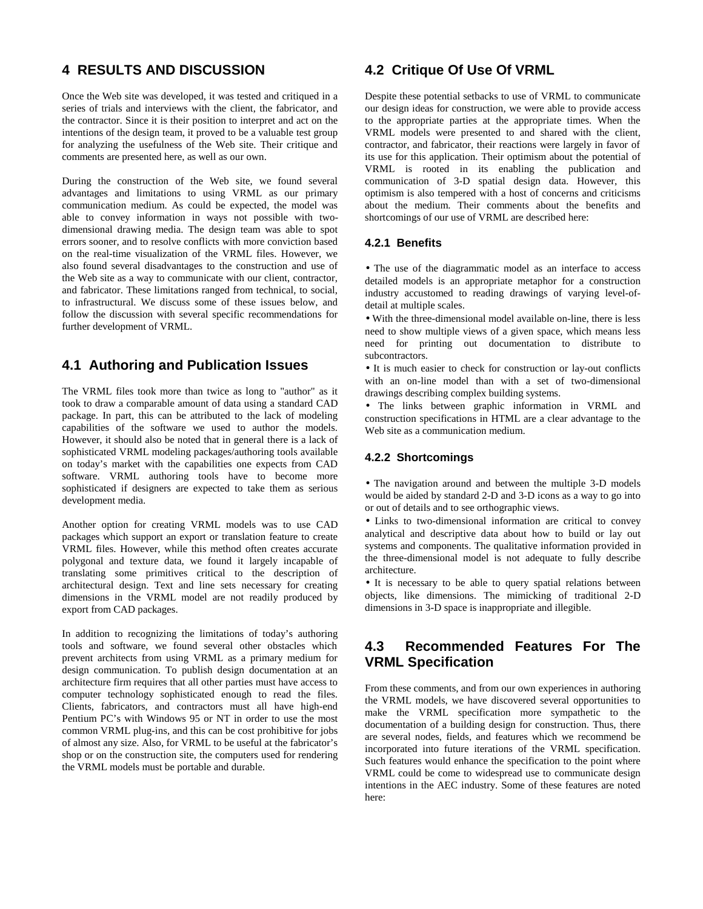## 4 RESULTS AND DISCUSSION

Once the Web site was developed, it was tested and critiqued in a series of trials and interviews with the client, the fabricator, and the contractor. Since it is their position to interpret and act on the intentions of the design team, it proved to be a valuable test group for analyzing the usefulness of the Web site. Their critique and comments are presented here, as well as our own.

During the construction of the Web site, we found several advantages and limitations to using VRML as our primary communication medium. As could be expected, the model was able to convey information in ways not possible with two-dimensional drawing media. The design team was able to spot errors sooner, and to resolve conflicts with more conviction based on the real-time visualization of the VRML files. However, we also found several disadvantages to the construction and use of the Web site as a way to communicate with our client, contractor, and fabricator. These limitations ranged from technical, to social, to infrastructural. We discuss some of these issues below, and follow the discussion with several specific recommendations for further development of VRML.

### 4.1 Authoring and Publication Issues

The VRML files took more than twice as long to "author" as it took to draw a comparable amount of data using a standard CAD package. In part, this can be attributed to the lack of modeling capabilities of the software we used to author the models. However, it should also be noted that in general there is a lack of sophisticated VRML modeling packages/authoring tools available on today's market with the capabilities one expects from CAD software. VRML authoring tools have to become more sophisticated if designers are expected to take them as serious development media.

Another option for creating VRML models was to use CAD packages which support an export or translation feature to create VRML files. However, while this method often creates accurate polygonal and texture data, we found it largely incapable of translating some primitives critical to the description of architectural design. Text and line sets necessary for creating dimensions in the VRML model are not readily produced by export from CAD packages.

In addition to recognizing the limitations of today's authoring tools and software, we found several other obstacles which prevent architects from using VRML as a primary medium for design communication. To publish design documentation at an architecture firm requires that all other parties must have access to computer technology sophisticated enough to read the files. Clients, fabricators, and contractors must all have high-end Pentium PC's with Windows 95 or NT in order to use the most common VRML plug-ins, and this can be cost prohibitive for jobs of almost any size. Also, for VRML to be useful at the fabricator's shop or on the construction site, the computers used for rendering the VRML models must be portable and durable.

### 4.2 Critique Of Use Of VRML

Despite these potential setbacks to use of VRML to communicate our design ideas for construction, we were able to provide access to the appropriate parties at the appropriate times. When the VRML models were presented to and shared with the client, contractor, and fabricator, their reactions were largely in favor of its use for this application. Their optimism about the potential of VRML is rooted in its enabling the publication and communication of 3-D spatial design data. However, this optimism is also tempered with a host of concerns and criticisms about the medium. Their comments about the benefits and shortcomings of our use of VRML are described here:

#### 4.2.1 Benefits

- The use of the diagrammatic model as an interface to access detailed models is an appropriate metaphor for a construction industry accustomed to reading drawings of varying level-of-detail at multiple scales.
- With the three-dimensional model available on-line, there is less need to show multiple views of a given space, which means less need for printing out documentation to distribute to subcontractors.
- It is much easier to check for construction or lay-out conflicts with an on-line model than with a set of two-dimensional drawings describing complex building systems.
- The links between graphic information in VRML and construction specifications in HTML are a clear advantage to the Web site as a communication medium.

#### 4.2.2 Shortcomings

- The navigation around and between the multiple 3-D models would be aided by standard 2-D and 3-D icons as a way to go into or out of details and to see orthographic views.
- Links to two-dimensional information are critical to convey analytical and descriptive data about how to build or lay out systems and components. The qualitative information provided in the three-dimensional model is not adequate to fully describe architecture.
- It is necessary to be able to query spatial relations between objects, like dimensions. The mimicking of traditional 2-D dimensions in 3-D space is inappropriate and illegible.

### 4.3 Recommended Features For The VRML Specification

From these comments, and from our own experiences in authoring the VRML models, we have discovered several opportunities to make the VRML specification more sympathetic to the documentation of a building design for construction. Thus, there are several nodes, fields, and features which we recommend be incorporated into future iterations of the VRML specification. Such features would enhance the specification to the point where VRML could be come to widespread use to communicate design intentions in the AEC industry. Some of these features are noted here: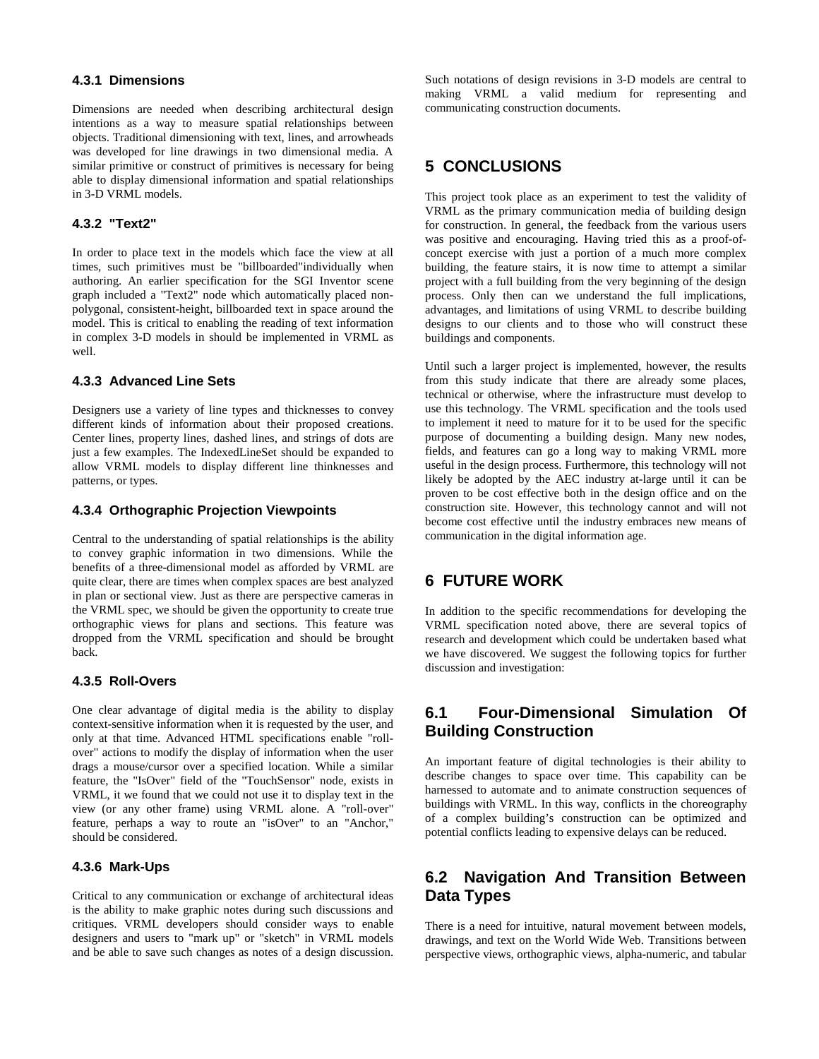#### 4.3.1 Dimensions

Dimensions are needed when describing architectural design intentions as a way to measure spatial relationships between objects. Traditional dimensioning with text, lines, and arrowheads was developed for line drawings in two dimensional media. A similar primitive or construct of primitives is necessary for being able to display dimensional information and spatial relationships in 3-D VRML models.

#### 4.3.2 "Text2"

In order to place text in the models which face the view at all times, such primitives must be "billboarded"individually when authoring. An earlier specification for the SGI Inventor scene graph included a "Text2" node which automatically placed non-polygonal, consistent-height, billboarded text in space around the model. This is critical to enabling the reading of text information in complex 3-D models in should be implemented in VRML as well.

#### 4.3.3 Advanced Line Sets

Designers use a variety of line types and thicknesses to convey different kinds of information about their proposed creations. Center lines, property lines, dashed lines, and strings of dots are just a few examples. The IndexedLineSet should be expanded to allow VRML models to display different line thinknesses and patterns, or types.

#### 4.3.4 Orthographic Projection Viewpoints

Central to the understanding of spatial relationships is the ability to convey graphic information in two dimensions. While the benefits of a three-dimensional model as afforded by VRML are quite clear, there are times when complex spaces are best analyzed in plan or sectional view. Just as there are perspective cameras in the VRML spec, we should be given the opportunity to create true orthographic views for plans and sections. This feature was dropped from the VRML specification and should be brought back.

#### 4.3.5 Roll-Overs

One clear advantage of digital media is the ability to display context-sensitive information when it is requested by the user, and only at that time. Advanced HTML specifications enable "roll-over" actions to modify the display of information when the user drags a mouse/cursor over a specified location. While a similar feature, the "IsOver" field of the "TouchSensor" node, exists in VRML, it we found that we could not use it to display text in the view (or any other frame) using VRML alone. A "roll-over" feature, perhaps a way to route an "isOver" to an "Anchor," should be considered.

#### 4.3.6 Mark-Ups

Critical to any communication or exchange of architectural ideas is the ability to make graphic notes during such discussions and critiques. VRML developers should consider ways to enable designers and users to "mark up" or "sketch" in VRML models and be able to save such changes as notes of a design discussion. Such notations of design revisions in 3-D models are central to making VRML a valid medium for representing and communicating construction documents.

## 5 CONCLUSIONS

This project took place as an experiment to test the validity of VRML as the primary communication media of building design for construction. In general, the feedback from the various users was positive and encouraging. Having tried this as a proof-of-concept exercise with just a portion of a much more complex building, the feature stairs, it is now time to attempt a similar project with a full building from the very beginning of the design process. Only then can we understand the full implications, advantages, and limitations of using VRML to describe building designs to our clients and to those who will construct these buildings and components.

Until such a larger project is implemented, however, the results from this study indicate that there are already some places, technical or otherwise, where the infrastructure must develop to use this technology. The VRML specification and the tools used to implement it need to mature for it to be used for the specific purpose of documenting a building design. Many new nodes, fields, and features can go a long way to making VRML more useful in the design process. Furthermore, this technology will not likely be adopted by the AEC industry at-large until it can be proven to be cost effective both in the design office and on the construction site. However, this technology cannot and will not become cost effective until the industry embraces new means of communication in the digital information age.

## 6 FUTURE WORK

In addition to the specific recommendations for developing the VRML specification noted above, there are several topics of research and development which could be undertaken based what we have discovered. We suggest the following topics for further discussion and investigation:

### 6.1 Four-Dimensional Simulation Of Building Construction

An important feature of digital technologies is their ability to describe changes to space over time. This capability can be harnessed to automate and to animate construction sequences of buildings with VRML. In this way, conflicts in the choreography of a complex building's construction can be optimized and potential conflicts leading to expensive delays can be reduced.

### 6.2 Navigation And Transition Between Data Types

There is a need for intuitive, natural movement between models, drawings, and text on the World Wide Web. Transitions between perspective views, orthographic views, alpha-numeric, and tabular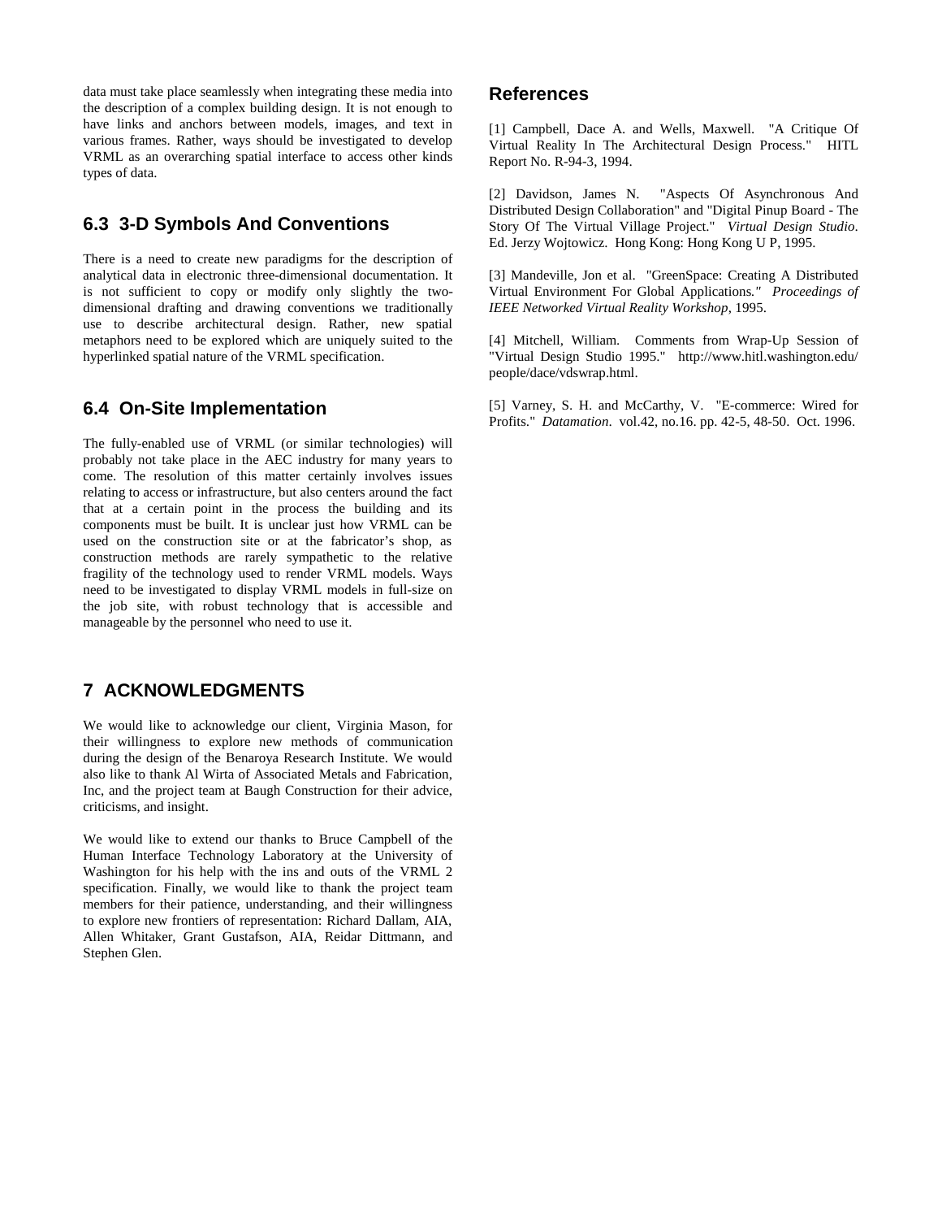data must take place seamlessly when integrating these media into the description of a complex building design. It is not enough to have links and anchors between models, images, and text in various frames. Rather, ways should be investigated to develop VRML as an overarching spatial interface to access other kinds types of data.

### 6.3 3-D Symbols And Conventions

There is a need to create new paradigms for the description of analytical data in electronic three-dimensional documentation. It is not sufficient to copy or modify only slightly the two-dimensional drafting and drawing conventions we traditionally use to describe architectural design. Rather, new spatial metaphors need to be explored which are uniquely suited to the hyperlinked spatial nature of the VRML specification.

### 6.4 On-Site Implementation

The fully-enabled use of VRML (or similar technologies) will probably not take place in the AEC industry for many years to come. The resolution of this matter certainly involves issues relating to access or infrastructure, but also centers around the fact that at a certain point in the process the building and its components must be built. It is unclear just how VRML can be used on the construction site or at the fabricator's shop, as construction methods are rarely sympathetic to the relative fragility of the technology used to render VRML models. Ways need to be investigated to display VRML models in full-size on the job site, with robust technology that is accessible and manageable by the personnel who need to use it.

## 7 ACKNOWLEDGMENTS

We would like to acknowledge our client, Virginia Mason, for their willingness to explore new methods of communication during the design of the Benaroya Research Institute. We would also like to thank Al Wirta of Associated Metals and Fabrication, Inc, and the project team at Baugh Construction for their advice, criticisms, and insight.

We would like to extend our thanks to Bruce Campbell of the Human Interface Technology Laboratory at the University of Washington for his help with the ins and outs of the VRML 2 specification. Finally, we would like to thank the project team members for their patience, understanding, and their willingness to explore new frontiers of representation: Richard Dallam, AIA, Allen Whitaker, Grant Gustafson, AIA, Reidar Dittmann, and Stephen Glen.

## References

[1] Campbell, Dace A. and Wells, Maxwell. "A Critique Of Virtual Reality In The Architectural Design Process." HITL Report No. R-94-3, 1994.

[2] Davidson, James N. "Aspects Of Asynchronous And Distributed Design Collaboration" and "Digital Pinup Board - The Story Of The Virtual Village Project." *Virtual Design Studio*. Ed. Jerzy Wojtowicz. Hong Kong: Hong Kong U P, 1995.

[3] Mandeville, Jon et al. "GreenSpace: Creating A Distributed Virtual Environment For Global Applications." *Proceedings of IEEE Networked Virtual Reality Workshop*, 1995.

[4] Mitchell, William. Comments from Wrap-Up Session of "Virtual Design Studio 1995." http://www.hitl.washington.edu/people/dace/vdswrap.html.

[5] Varney, S. H. and McCarthy, V. "E-commerce: Wired for Profits." *Datamation*. vol.42, no.16. pp. 42-5, 48-50. Oct. 1996.